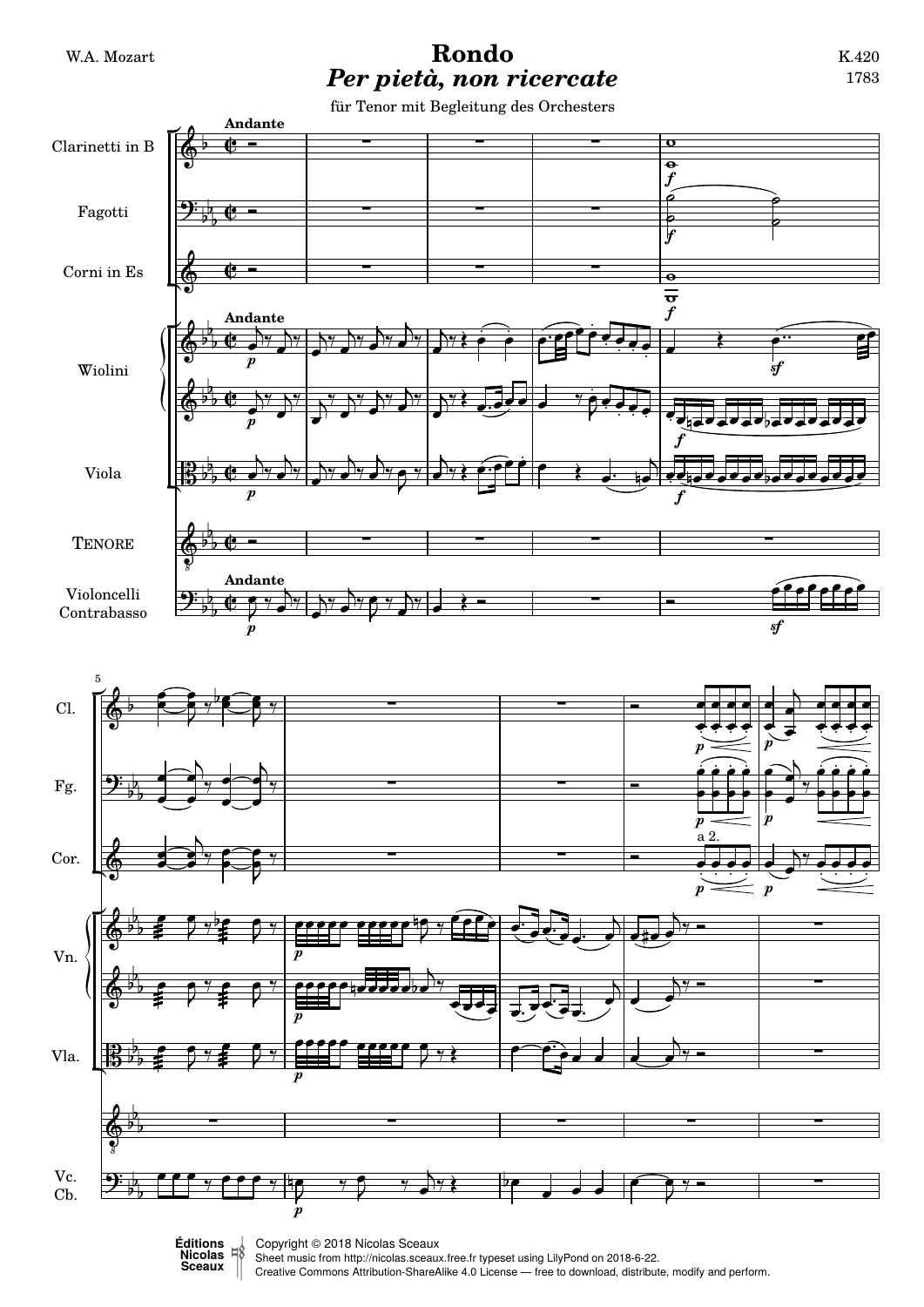W.A. Mozart

# Rondo
## *Per pietà, non ricercate*

K.420
1783

für Tenor mit Begleitung des Orchesters

Copyright © 2018 Nicolas Sceaux
Sheet music from http://nicolas.sceaux.free.fr typeset using LilyPond on 2018-6-22.
Creative Commons Attribution-ShareAlike 4.0 License — free to download, distribute, modify and perform.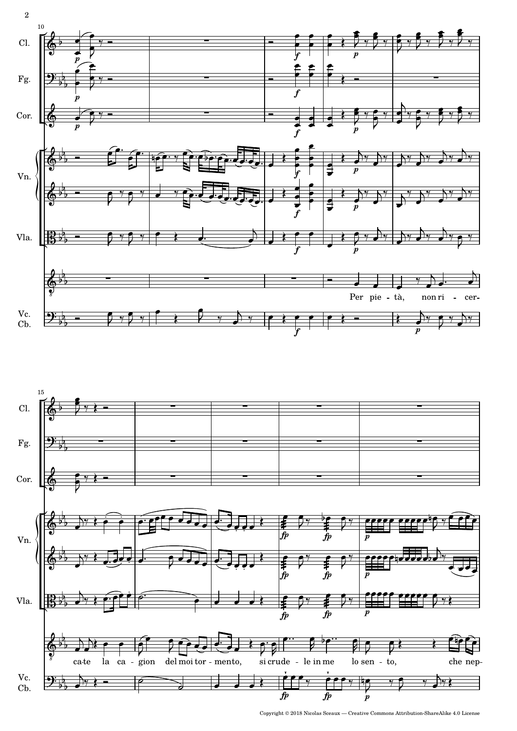Cl.

Fg.

Cor.

Vn.

Vla.

Vc.
Cb.

Per pie - tà, non ri - cer- ca-te la ca - gion del moi tor - mento, si crude - le in me lo sen - to, che nep-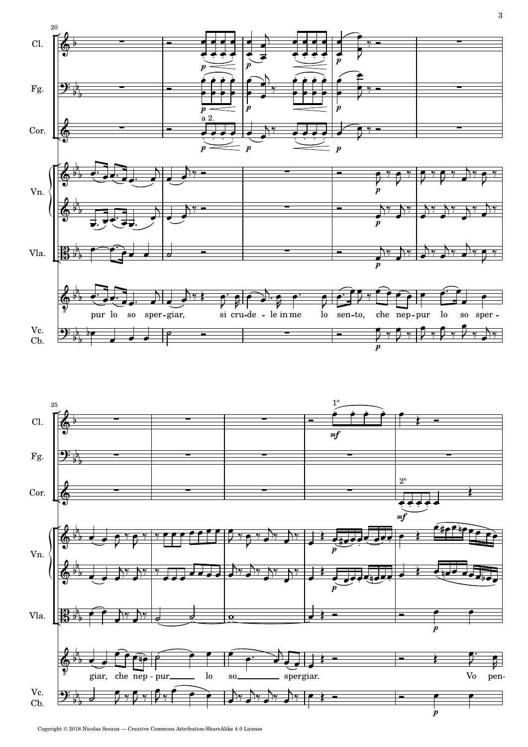Cl.

Fg.

Cor.

Vn.

Vla.

Vc.
Cb.

pur lo so sper-giar, si cru-de - le in me lo sen-to, che nep-pur lo so sper - giar, che nep - pur lo so spergiar. Vo pen-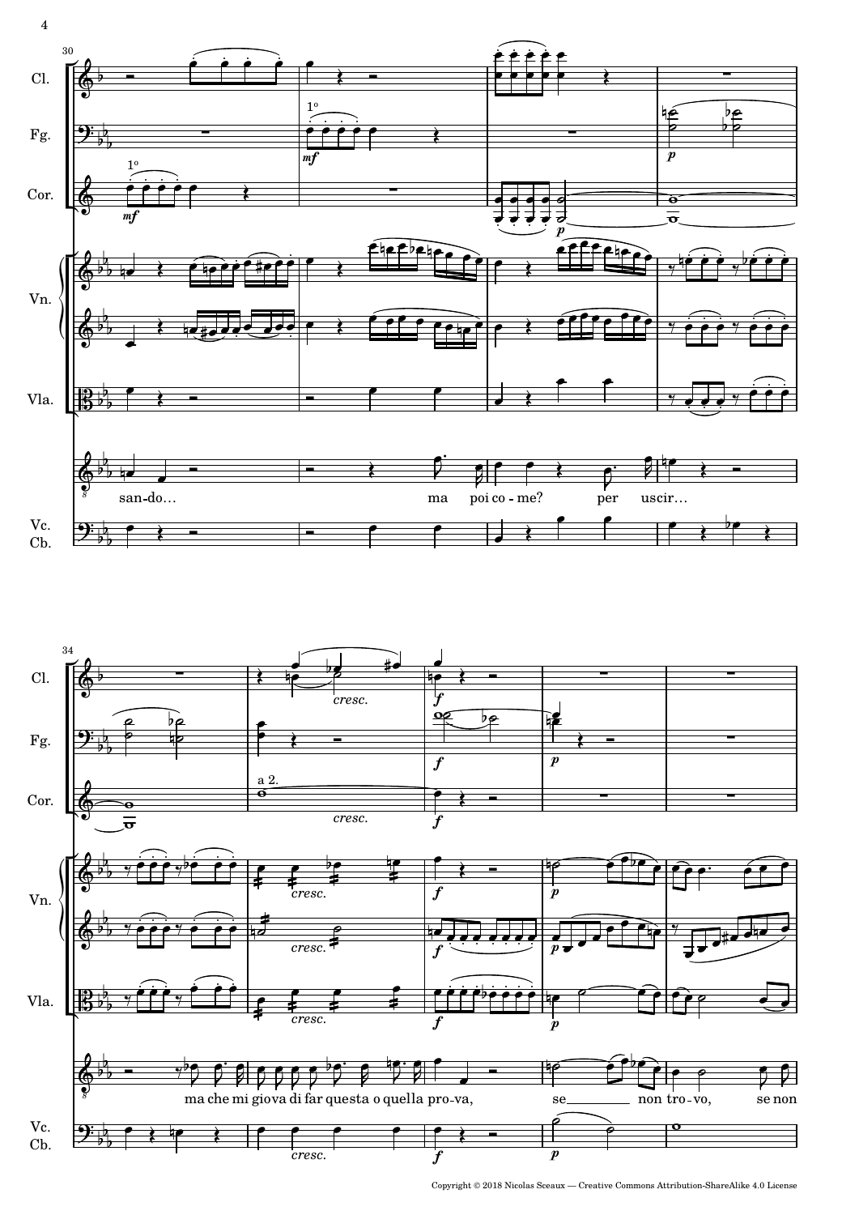Copyright © 2018 Nicolas Sceaux — Creative Commons Attribution-ShareAlike 4.0 License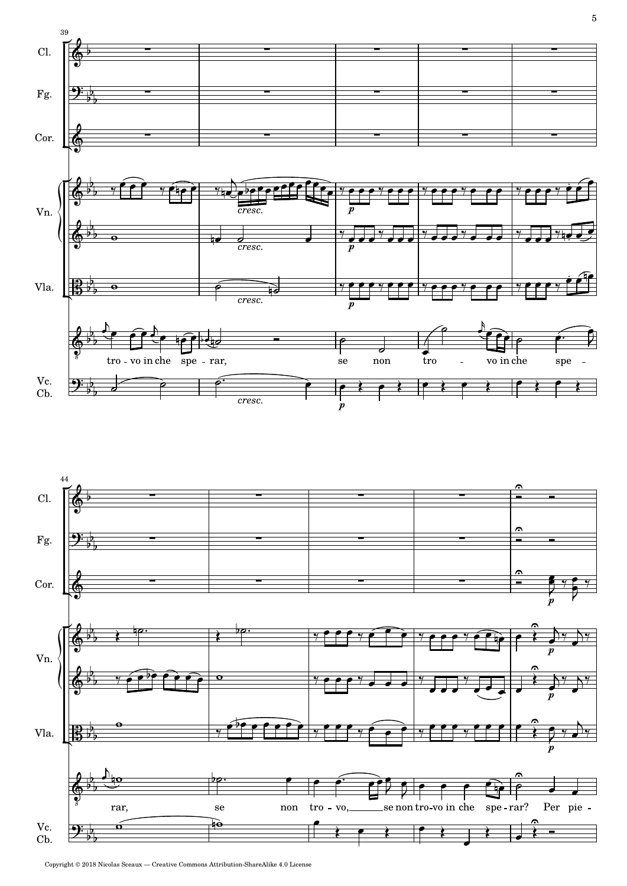Cl.

Fg.

Cor.

Vn.

Vla.

Vc.
Cb.

*cresc.* *p*

tro - vo in che spe - rar, se non tro - vo in che spe -

Cl.

Fg.

Cor.

Vn.

Vla.

Vc.
Cb.

*p*

rar, se non tro - vo, se non tro-vo in che spe - rar? Per pie -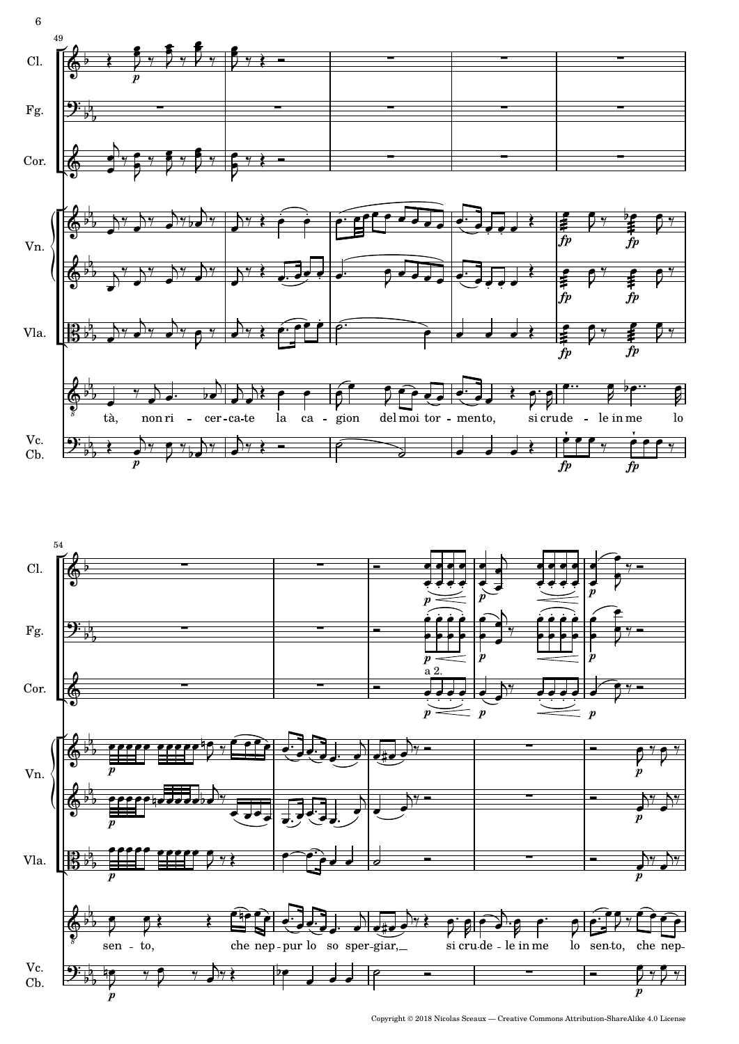tà, non ri - cer-ca-te la ca - gion del moi tor - mento, si cru de - le in me lo

sen - to, che nep - pur lo so sper - giar, si cru de - le in me lo sen - to, che nep -

Copyright © 2018 Nicolas Sceaux — Creative Commons Attribution-ShareAlike 4.0 License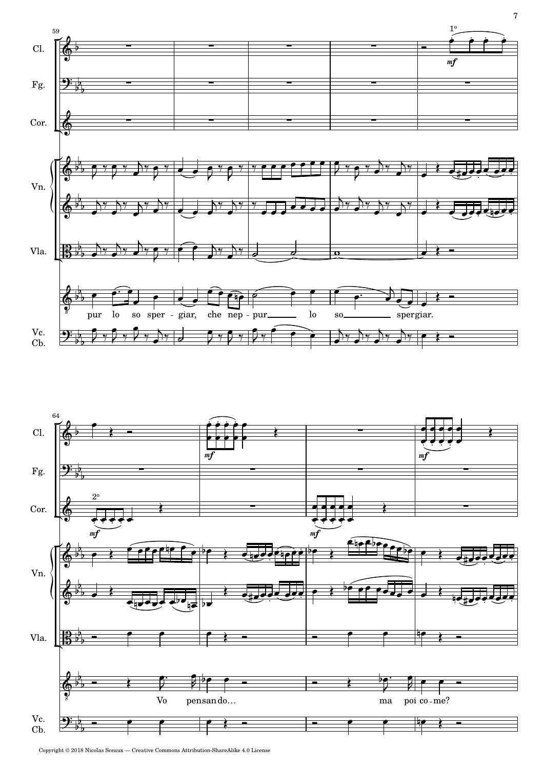Cl.

Fg.

Cor.

Vn.

Vla.

pur lo so sper - giar, che nep - pur lo so spergiar.

Vc. Cb.

Cl.

Fg.

Cor.

Vn.

Vla.

Vo pensando… ma poi co - me?

Vc. Cb.

Copyright © 2018 Nicolas Sceaux — Creative Commons Attribution-ShareAlike 4.0 License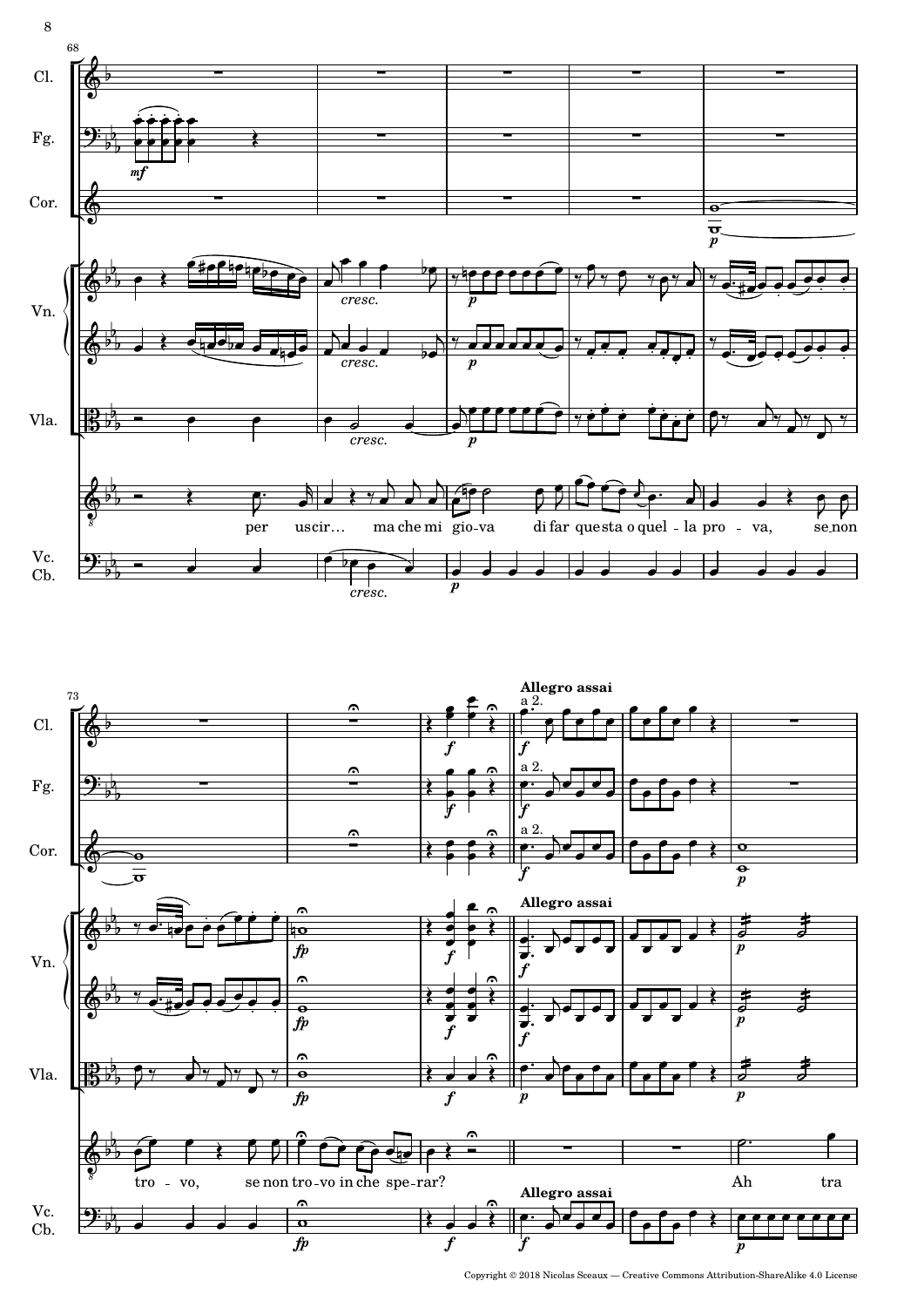Cl.
Fg.
Cor.
Vn.
Vla.
Vc.
Cb.

per uscir… ma che mi gio-va di far questa o quel-la pro-va, se non tro-vo, se non tro-vo in che spe-rar?

**Allegro assai**

Ah tra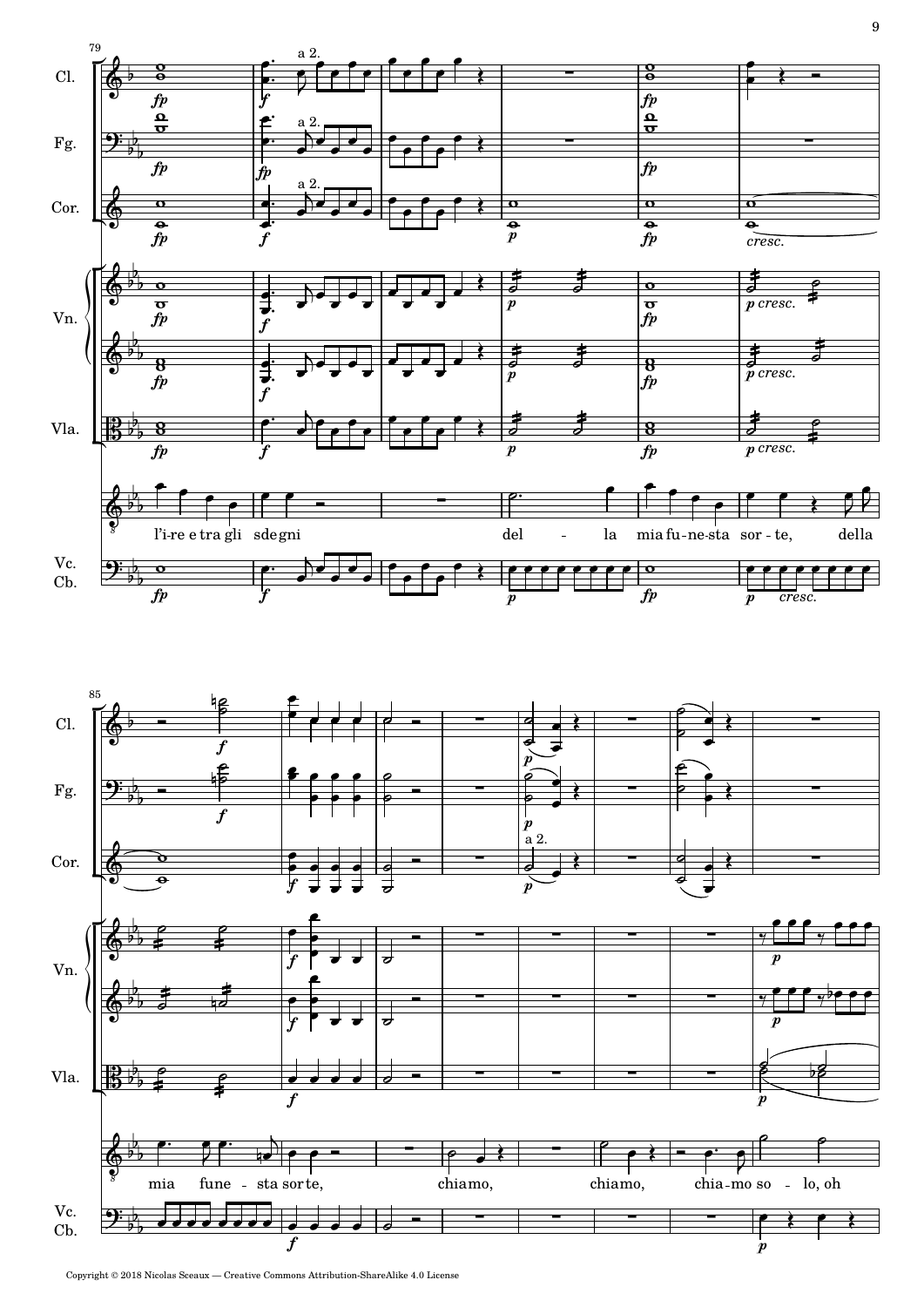l'i-re e tra gli sdegni del - la mia fu-ne-sta sor - te, della

mia fune - sta sor te, chiamo, chiamo, chia-mo so - lo, oh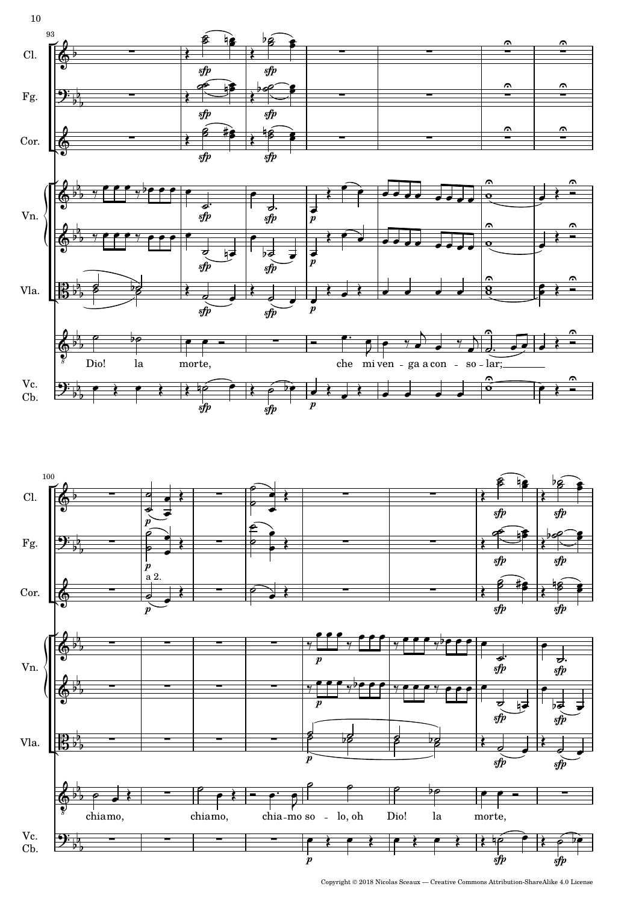Cl.

Fg.

Cor.

Vn.

Vla.

Vc. Cb.

Dio! la morte, che mi ven - ga a con - so - lar;

a 2.

chiamo, chiamo, chia - mo so - lo, oh Dio! la morte,

Copyright © 2018 Nicolas Sceaux — Creative Commons Attribution-ShareAlike 4.0 License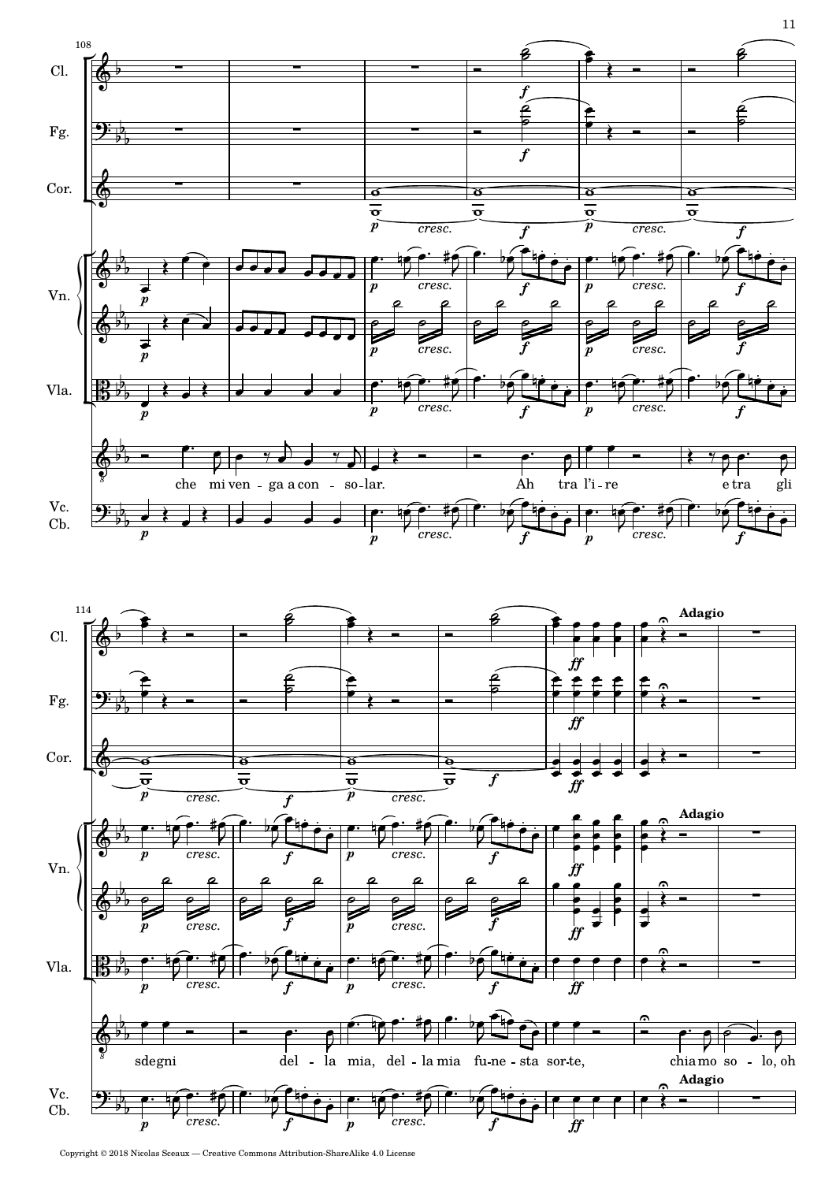Cl.

Fg.

Cor.

Vn.

Vla.

che mi ven - ga a con - so - lar. Ah tra l'i - re e tra gli

Vc.
Cb.

**Adagio**

sdegni del - la mia, del - la mia fu - ne - sta sor - te, chia mo so - lo, oh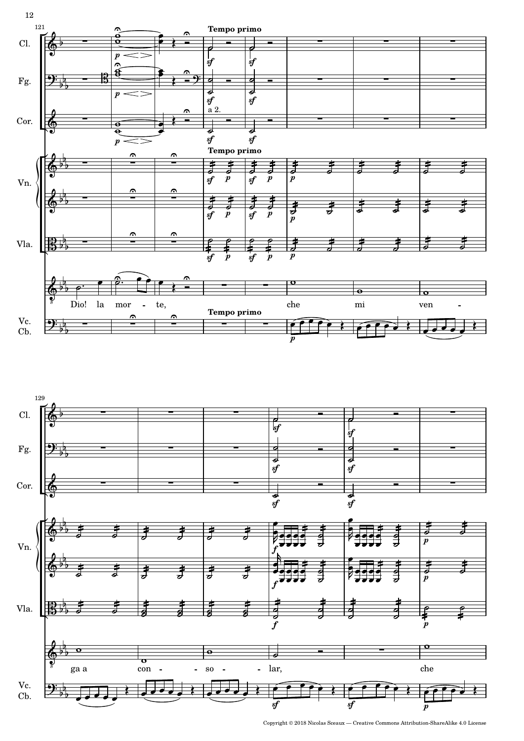Tempo primo

Dio! la morte, che mi venga a consolar, che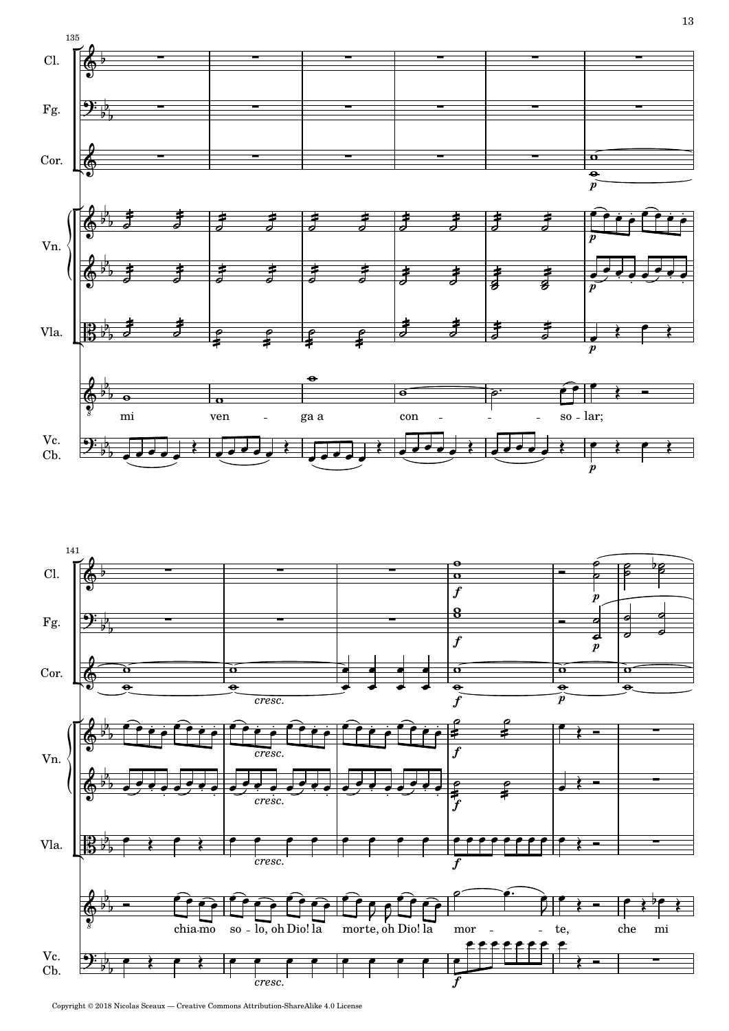Cl.

Fg.

Cor.

Vn.

Vla.

mi ven - ga a con - - - so - lar;

Vc. Cb.

Cl.

Fg.

Cor.

Vn.

Vla.

chia-mo so - lo, oh Dio! la morte, oh Dio! la mor - - te, che mi

Vc. Cb.

Copyright © 2018 Nicolas Sceaux — Creative Commons Attribution-ShareAlike 4.0 License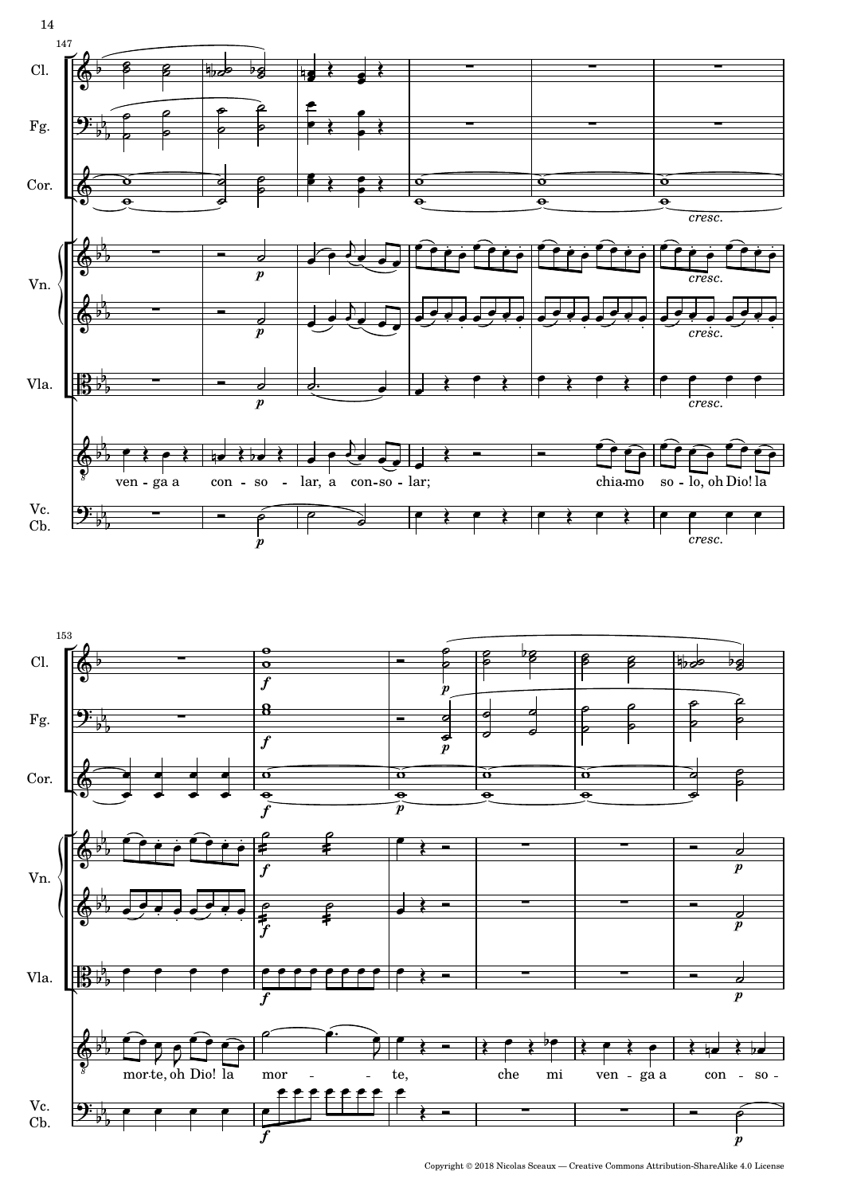Cl.

Fg.

Cor.

Vn.

Vla.

ven - ga a con - so - lar, a con-so - lar; chia-mo so - lo, oh Dio! la

Vc. Cb.

mor-te, oh Dio! la mor - te, che mi ven - ga a con - so -

Copyright © 2018 Nicolas Sceaux — Creative Commons Attribution-ShareAlike 4.0 License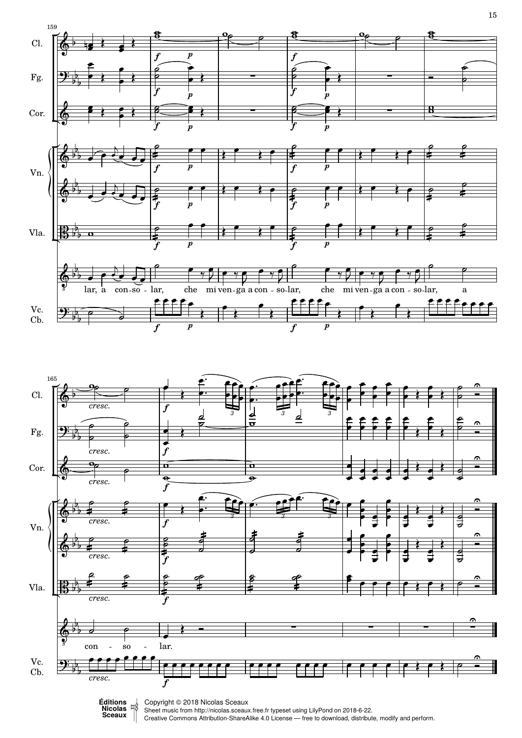Éditions Nicolas Sceaux

Copyright © 2018 Nicolas Sceaux
Sheet music from http://nicolas.sceaux.free.fr typeset using LilyPond on 2018-6-22.
Creative Commons Attribution-ShareAlike 4.0 License — free to download, distribute, modify and perform.